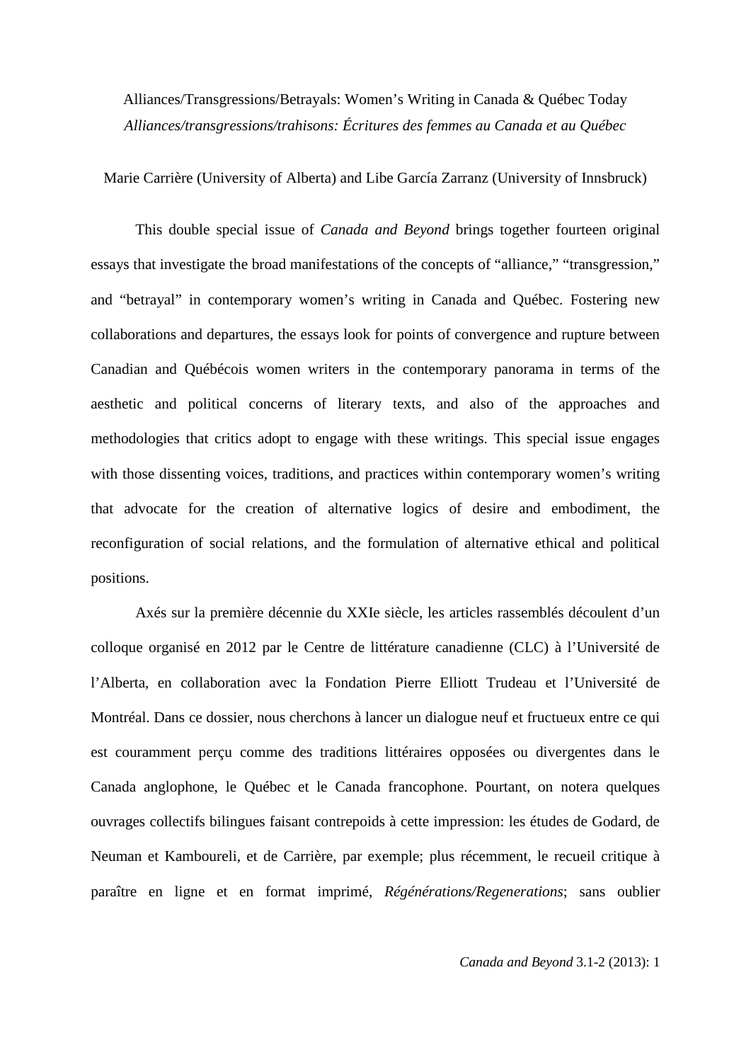# Alliances/Transgressions/Betrayals: Women's Writing in Canada & Québec Today

## *Alliances/transgressions/trahisons: Écritures des femmes au Canada et au Québec*

Marie Carrière (University of Alberta) and Libe García Zarranz (University of Innsbruck)

This double special issue of *Canada and Beyond* brings together fourteen original essays that investigate the broad manifestations of the concepts of "alliance," "transgression," and "betrayal" in contemporary women's writing in Canada and Québec. Fostering new collaborations and departures, the essays look for points of convergence and rupture between Canadian and Québécois women writers in the contemporary panorama in terms of the aesthetic and political concerns of literary texts, and also of the approaches and methodologies that critics adopt to engage with these writings. This special issue engages with those dissenting voices, traditions, and practices within contemporary women's writing that advocate for the creation of alternative logics of desire and embodiment, the reconfiguration of social relations, and the formulation of alternative ethical and political positions.

Axés sur la première décennie du XXIe siècle, les articles rassemblés découlent d'un colloque organisé en 2012 par le Centre de littérature canadienne (CLC) à l'Université de l'Alberta, en collaboration avec la Fondation Pierre Elliott Trudeau et l'Université de Montréal. Dans ce dossier, nous cherchons à lancer un dialogue neuf et fructueux entre ce qui est couramment perçu comme des traditions littéraires opposées ou divergentes dans le Canada anglophone, le Québec et le Canada francophone. Pourtant, on notera quelques ouvrages collectifs bilingues faisant contrepoids à cette impression: les études de Godard, de Neuman et Kamboureli, et de Carrière, par exemple; plus récemment, le recueil critique à paraître en ligne et en format imprimé, *Régénérations/Regenerations*; sans oublier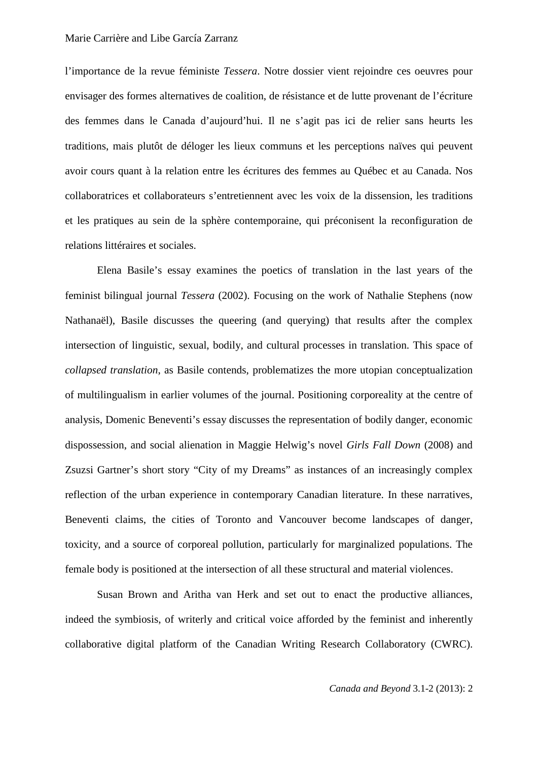l'importance de la revue féministe *Tessera*. Notre dossier vient rejoindre ces oeuvres pour envisager des formes alternatives de coalition, de résistance et de lutte provenant de l'écriture des femmes dans le Canada d'aujourd'hui. Il ne s'agit pas ici de relier sans heurts les traditions, mais plutôt de déloger les lieux communs et les perceptions naïves qui peuvent avoir cours quant à la relation entre les écritures des femmes au Québec et au Canada. Nos collaboratrices et collaborateurs s'entretiennent avec les voix de la dissension, les traditions et les pratiques au sein de la sphère contemporaine, qui préconisent la reconfiguration de relations littéraires et sociales.

Elena Basile's essay examines the poetics of translation in the last years of the feminist bilingual journal *Tessera* (2002). Focusing on the work of Nathalie Stephens (now Nathanaël), Basile discusses the queering (and querying) that results after the complex intersection of linguistic, sexual, bodily, and cultural processes in translation. This space of *collapsed translation*, as Basile contends, problematizes the more utopian conceptualization of multilingualism in earlier volumes of the journal. Positioning corporeality at the centre of analysis, Domenic Beneventi's essay discusses the representation of bodily danger, economic dispossession, and social alienation in Maggie Helwig's novel *Girls Fall Down* (2008) and Zsuzsi Gartner's short story "City of my Dreams" as instances of an increasingly complex reflection of the urban experience in contemporary Canadian literature. In these narratives, Beneventi claims, the cities of Toronto and Vancouver become landscapes of danger, toxicity, and a source of corporeal pollution, particularly for marginalized populations. The female body is positioned at the intersection of all these structural and material violences.

Susan Brown and Aritha van Herk and set out to enact the productive alliances, indeed the symbiosis, of writerly and critical voice afforded by the feminist and inherently collaborative digital platform of the Canadian Writing Research Collaboratory (CWRC).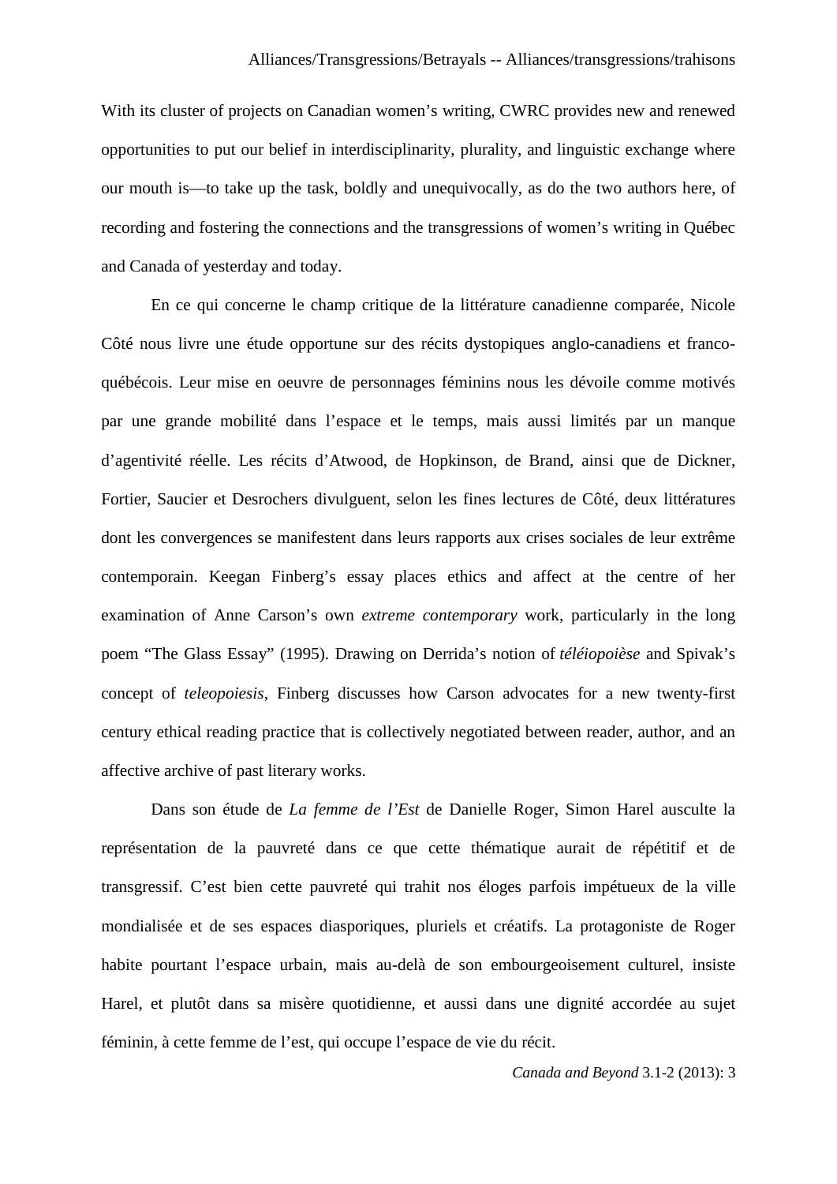With its cluster of projects on Canadian women's writing, CWRC provides new and renewed opportunities to put our belief in interdisciplinarity, plurality, and linguistic exchange where our mouth is—to take up the task, boldly and unequivocally, as do the two authors here, of recording and fostering the connections and the transgressions of women's writing in Québec and Canada of yesterday and today.

En ce qui concerne le champ critique de la littérature canadienne comparée, Nicole Côté nous livre une étude opportune sur des récits dystopiques anglo-canadiens et franco-québécois. Leur mise en oeuvre de personnages féminins nous les dévoile comme motivés par une grande mobilité dans l'espace et le temps, mais aussi limités par un manque d'agentivité réelle. Les récits d'Atwood, de Hopkinson, de Brand, ainsi que de Dickner, Fortier, Saucier et Desrochers divulguent, selon les fines lectures de Côté, deux littératures dont les convergences se manifestent dans leurs rapports aux crises sociales de leur extrême contemporain. Keegan Finberg's essay places ethics and affect at the centre of her examination of Anne Carson's own *extreme contemporary* work, particularly in the long poem "The Glass Essay" (1995). Drawing on Derrida's notion of *téléiopoièse* and Spivak's concept of *teleopoiesis*, Finberg discusses how Carson advocates for a new twenty-first century ethical reading practice that is collectively negotiated between reader, author, and an affective archive of past literary works.

Dans son étude de *La femme de l'Est* de Danielle Roger, Simon Harel ausculte la représentation de la pauvreté dans ce que cette thématique aurait de répétitif et de transgressif. C'est bien cette pauvreté qui trahit nos éloges parfois impétueux de la ville mondialisée et de ses espaces diasporiques, pluriels et créatifs. La protagoniste de Roger habite pourtant l'espace urbain, mais au-delà de son embourgeoisement culturel, insiste Harel, et plutôt dans sa misère quotidienne, et aussi dans une dignité accordée au sujet féminin, à cette femme de l'est, qui occupe l'espace de vie du récit.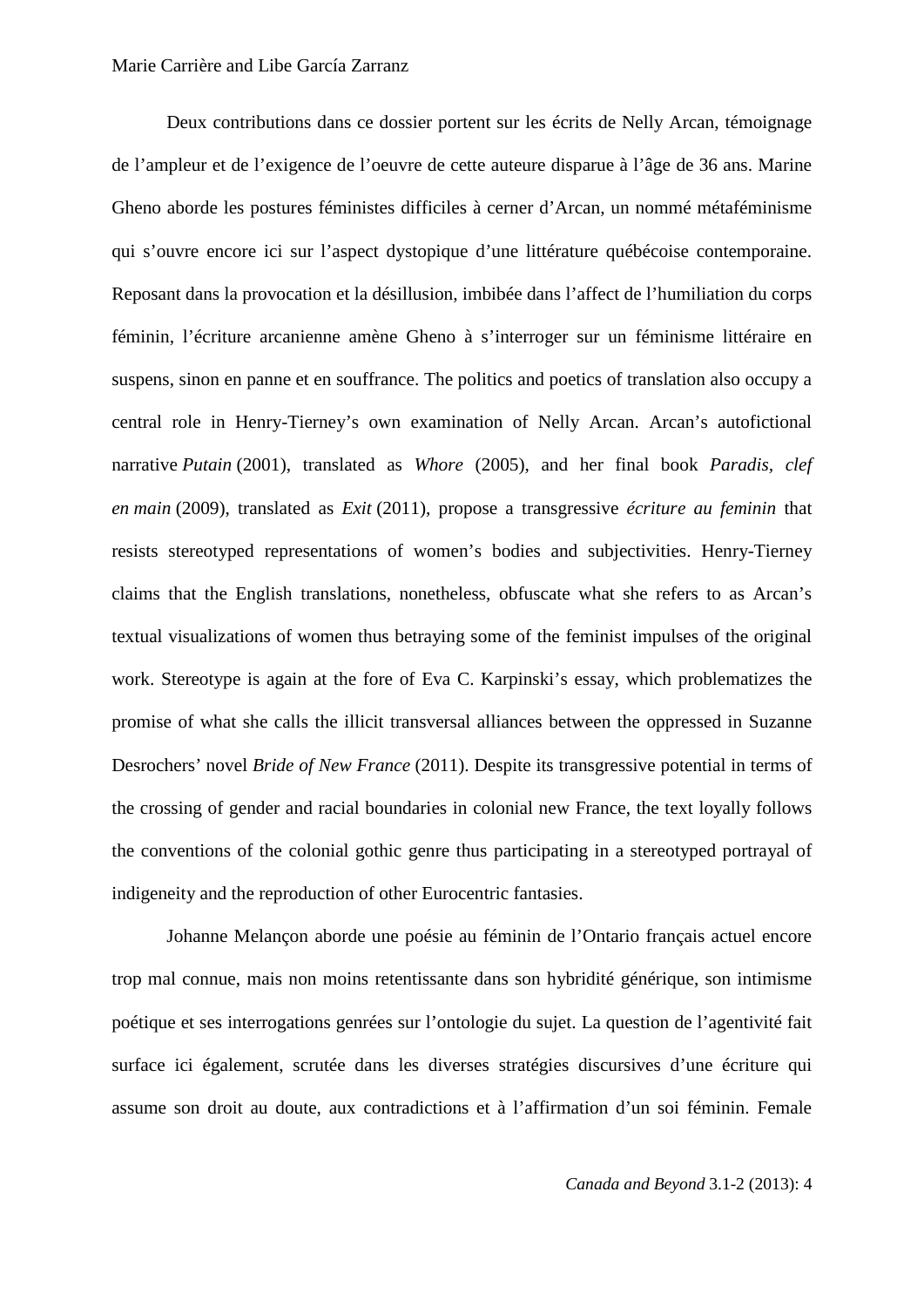Deux contributions dans ce dossier portent sur les écrits de Nelly Arcan, témoignage de l'ampleur et de l'exigence de l'oeuvre de cette auteure disparue à l'âge de 36 ans. Marine Gheno aborde les postures féministes difficiles à cerner d'Arcan, un nommé métaféminisme qui s'ouvre encore ici sur l'aspect dystopique d'une littérature québécoise contemporaine. Reposant dans la provocation et la désillusion, imbibée dans l'affect de l'humiliation du corps féminin, l'écriture arcanienne amène Gheno à s'interroger sur un féminisme littéraire en suspens, sinon en panne et en souffrance. The politics and poetics of translation also occupy a central role in Henry-Tierney's own examination of Nelly Arcan. Arcan's autofictional narrative *Putain* (2001), translated as *Whore* (2005), and her final book *Paradis, clef en main* (2009), translated as *Exit* (2011), propose a transgressive *écriture au feminin* that resists stereotyped representations of women's bodies and subjectivities. Henry-Tierney claims that the English translations, nonetheless, obfuscate what she refers to as Arcan's textual visualizations of women thus betraying some of the feminist impulses of the original work. Stereotype is again at the fore of Eva C. Karpinski's essay, which problematizes the promise of what she calls the illicit transversal alliances between the oppressed in Suzanne Desrochers' novel *Bride of New France* (2011). Despite its transgressive potential in terms of the crossing of gender and racial boundaries in colonial new France, the text loyally follows the conventions of the colonial gothic genre thus participating in a stereotyped portrayal of indigeneity and the reproduction of other Eurocentric fantasies.

Johanne Melançon aborde une poésie au féminin de l'Ontario français actuel encore trop mal connue, mais non moins retentissante dans son hybridité générique, son intimisme poétique et ses interrogations genrées sur l'ontologie du sujet. La question de l'agentivité fait surface ici également, scrutée dans les diverses stratégies discursives d'une écriture qui assume son droit au doute, aux contradictions et à l'affirmation d'un soi féminin. Female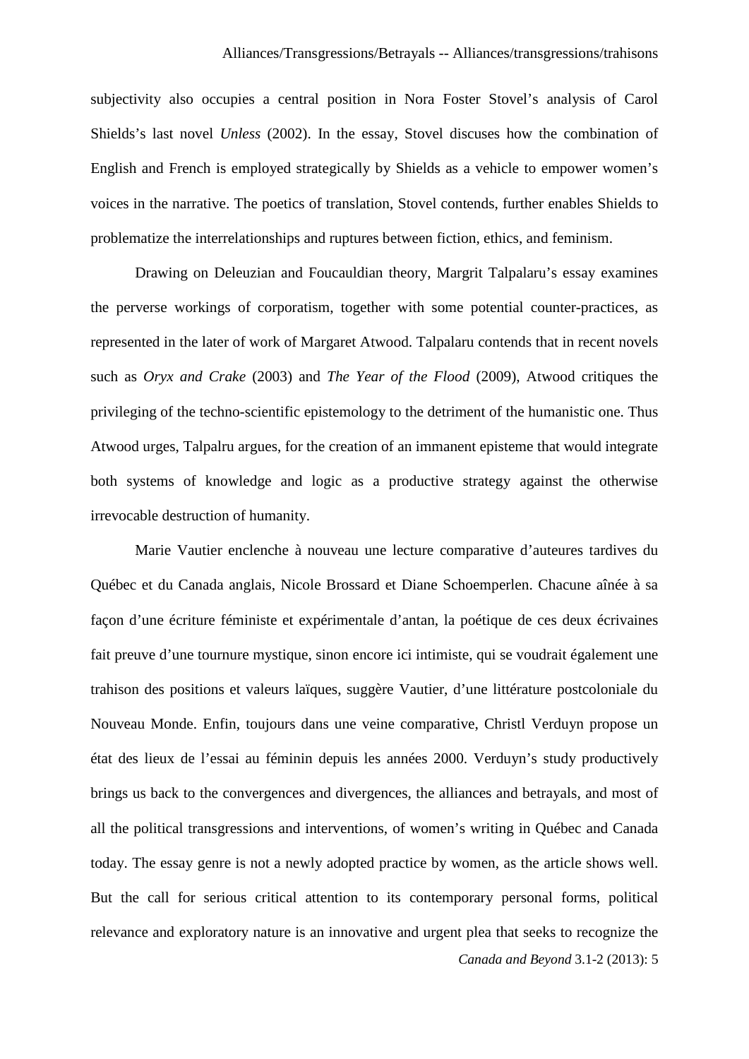subjectivity also occupies a central position in Nora Foster Stovel's analysis of Carol Shields's last novel *Unless* (2002). In the essay, Stovel discuses how the combination of English and French is employed strategically by Shields as a vehicle to empower women's voices in the narrative. The poetics of translation, Stovel contends, further enables Shields to problematize the interrelationships and ruptures between fiction, ethics, and feminism.

Drawing on Deleuzian and Foucauldian theory, Margrit Talpalaru's essay examines the perverse workings of corporatism, together with some potential counter-practices, as represented in the later of work of Margaret Atwood. Talpalaru contends that in recent novels such as *Oryx and Crake* (2003) and *The Year of the Flood* (2009), Atwood critiques the privileging of the techno-scientific epistemology to the detriment of the humanistic one. Thus Atwood urges, Talpalru argues, for the creation of an immanent episteme that would integrate both systems of knowledge and logic as a productive strategy against the otherwise irrevocable destruction of humanity.

Marie Vautier enclenche à nouveau une lecture comparative d'auteures tardives du Québec et du Canada anglais, Nicole Brossard et Diane Schoemperlen. Chacune aînée à sa façon d'une écriture féministe et expérimentale d'antan, la poétique de ces deux écrivaines fait preuve d'une tournure mystique, sinon encore ici intimiste, qui se voudrait également une trahison des positions et valeurs laïques, suggère Vautier, d'une littérature postcoloniale du Nouveau Monde. Enfin, toujours dans une veine comparative, Christl Verduyn propose un état des lieux de l'essai au féminin depuis les années 2000. Verduyn's study productively brings us back to the convergences and divergences, the alliances and betrayals, and most of all the political transgressions and interventions, of women's writing in Québec and Canada today. The essay genre is not a newly adopted practice by women, as the article shows well. But the call for serious critical attention to its contemporary personal forms, political relevance and exploratory nature is an innovative and urgent plea that seeks to recognize the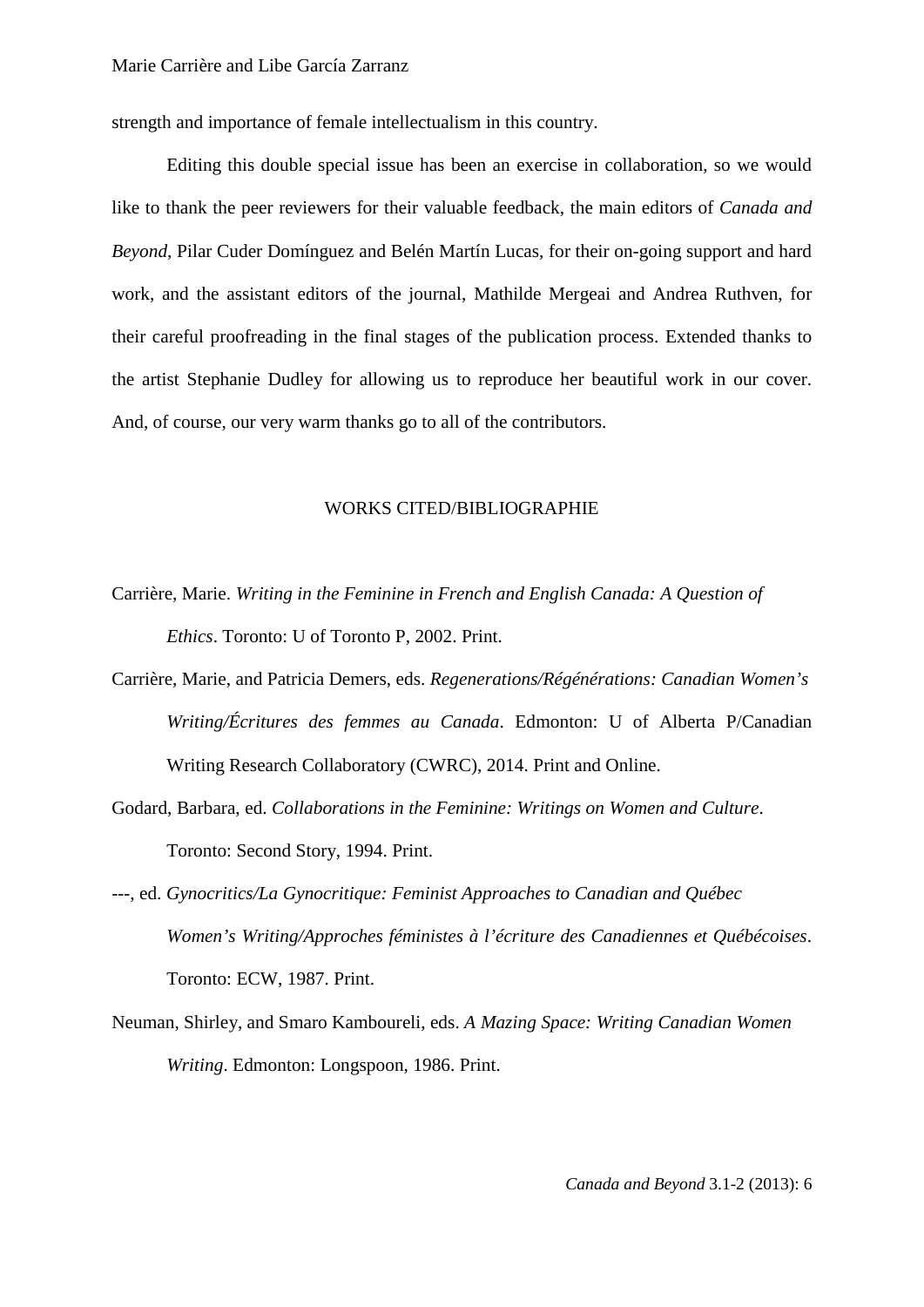strength and importance of female intellectualism in this country.

Editing this double special issue has been an exercise in collaboration, so we would like to thank the peer reviewers for their valuable feedback, the main editors of *Canada and Beyond*, Pilar Cuder Domínguez and Belén Martín Lucas, for their on-going support and hard work, and the assistant editors of the journal, Mathilde Mergeai and Andrea Ruthven, for their careful proofreading in the final stages of the publication process. Extended thanks to the artist Stephanie Dudley for allowing us to reproduce her beautiful work in our cover. And, of course, our very warm thanks go to all of the contributors.

## WORKS CITED/BIBLIOGRAPHIE

Carrière, Marie. *Writing in the Feminine in French and English Canada: A Question of Ethics*. Toronto: U of Toronto P, 2002. Print.

Carrière, Marie, and Patricia Demers, eds. *Regenerations/Régénérations: Canadian Women's Writing/Écritures des femmes au Canada*. Edmonton: U of Alberta P/Canadian Writing Research Collaboratory (CWRC), 2014. Print and Online.

Godard, Barbara, ed. *Collaborations in the Feminine: Writings on Women and Culture*. Toronto: Second Story, 1994. Print.

---, ed. *Gynocritics/La Gynocritique: Feminist Approaches to Canadian and Québec Women's Writing/Approches féministes à l'écriture des Canadiennes et Québécoises*. Toronto: ECW, 1987. Print.

Neuman, Shirley, and Smaro Kamboureli, eds. *A Mazing Space: Writing Canadian Women Writing*. Edmonton: Longspoon, 1986. Print.